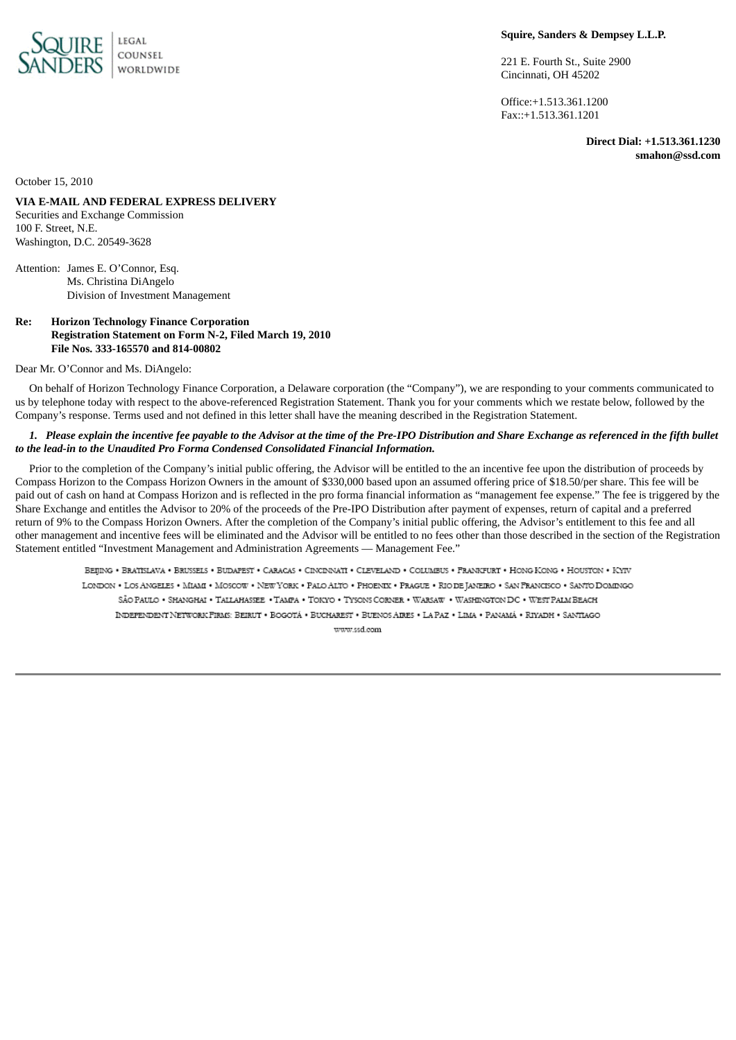**SQUIRE SANDERS** | LEGAL COUNSEL WORLDWIDE

**Squire, Sanders & Dempsey L.L.P.**

221 E. Fourth St., Suite 2900
Cincinnati, OH 45202

Office:+1.513.361.1200
Fax::+1.513.361.1201

**Direct Dial: +1.513.361.1230**
**smahon@ssd.com**

October 15, 2010

**VIA E-MAIL AND FEDERAL EXPRESS DELIVERY**
Securities and Exchange Commission
100 F. Street, N.E.
Washington, D.C. 20549-3628

Attention: James E. O'Connor, Esq.
Ms. Christina DiAngelo
Division of Investment Management

**Re: Horizon Technology Finance Corporation**
**Registration Statement on Form N-2, Filed March 19, 2010**
**File Nos. 333-165570 and 814-00802**

Dear Mr. O'Connor and Ms. DiAngelo:

On behalf of Horizon Technology Finance Corporation, a Delaware corporation (the "Company"), we are responding to your comments communicated to us by telephone today with respect to the above-referenced Registration Statement. Thank you for your comments which we restate below, followed by the Company's response. Terms used and not defined in this letter shall have the meaning described in the Registration Statement.

***1. Please explain the incentive fee payable to the Advisor at the time of the Pre-IPO Distribution and Share Exchange as referenced in the fifth bullet to the lead-in to the Unaudited Pro Forma Condensed Consolidated Financial Information.***

Prior to the completion of the Company's initial public offering, the Advisor will be entitled to the an incentive fee upon the distribution of proceeds by Compass Horizon to the Compass Horizon Owners in the amount of $330,000 based upon an assumed offering price of $18.50/per share. This fee will be paid out of cash on hand at Compass Horizon and is reflected in the pro forma financial information as "management fee expense." The fee is triggered by the Share Exchange and entitles the Advisor to 20% of the proceeds of the Pre-IPO Distribution after payment of expenses, return of capital and a preferred return of 9% to the Compass Horizon Owners. After the completion of the Company's initial public offering, the Advisor's entitlement to this fee and all other management and incentive fees will be eliminated and the Advisor will be entitled to no fees other than those described in the section of the Registration Statement entitled "Investment Management and Administration Agreements — Management Fee."

BEIJING • BRATISLAVA • BRUSSELS • BUDAPEST • CARACAS • CINCINNATI • CLEVELAND • COLUMBUS • FRANKFURT • HONG KONG • HOUSTON • KYIV
LONDON • LOS ANGELES • MIAMI • MOSCOW • NEW YORK • PALO ALTO • PHOENIX • PRAGUE • RIO DE JANEIRO • SAN FRANCISCO • SANTO DOMINGO
SÃO PAULO • SHANGHAI • TALLAHASSEE • TAMPA • TOKYO • TYSONS CORNER • WARSAW • WASHINGTON DC • WEST PALM BEACH
INDEPENDENT NETWORK FIRMS: BEIRUT • BOGOTÁ • BUCHAREST • BUENOS AIRES • LA PAZ • LIMA • PANAMÁ • RIYADH • SANTIAGO
www.ssd.com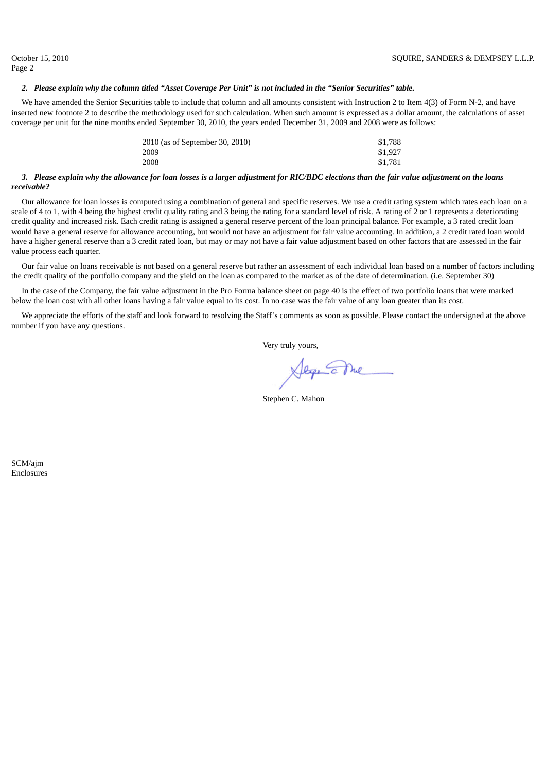***2. Please explain why the column titled "Asset Coverage Per Unit" is not included in the "Senior Securities" table.***

We have amended the Senior Securities table to include that column and all amounts consistent with Instruction 2 to Item 4(3) of Form N-2, and have inserted new footnote 2 to describe the methodology used for such calculation. When such amount is expressed as a dollar amount, the calculations of asset coverage per unit for the nine months ended September 30, 2010, the years ended December 31, 2009 and 2008 were as follows:

| | |
|---|---|
| 2010 (as of September 30, 2010) | $1,788 |
| 2009 | $1,927 |
| 2008 | $1,781 |

***3. Please explain why the allowance for loan losses is a larger adjustment for RIC/BDC elections than the fair value adjustment on the loans receivable?***

Our allowance for loan losses is computed using a combination of general and specific reserves. We use a credit rating system which rates each loan on a scale of 4 to 1, with 4 being the highest credit quality rating and 3 being the rating for a standard level of risk. A rating of 2 or 1 represents a deteriorating credit quality and increased risk. Each credit rating is assigned a general reserve percent of the loan principal balance. For example, a 3 rated credit loan would have a general reserve for allowance accounting, but would not have an adjustment for fair value accounting. In addition, a 2 credit rated loan would have a higher general reserve than a 3 credit rated loan, but may or may not have a fair value adjustment based on other factors that are assessed in the fair value process each quarter.

Our fair value on loans receivable is not based on a general reserve but rather an assessment of each individual loan based on a number of factors including the credit quality of the portfolio company and the yield on the loan as compared to the market as of the date of determination. (i.e. September 30)

In the case of the Company, the fair value adjustment in the Pro Forma balance sheet on page 40 is the effect of two portfolio loans that were marked below the loan cost with all other loans having a fair value equal to its cost. In no case was the fair value of any loan greater than its cost.

We appreciate the efforts of the staff and look forward to resolving the Staff's comments as soon as possible. Please contact the undersigned at the above number if you have any questions.

Very truly yours,

Stephen C. Mahon

SCM/ajm
Enclosures